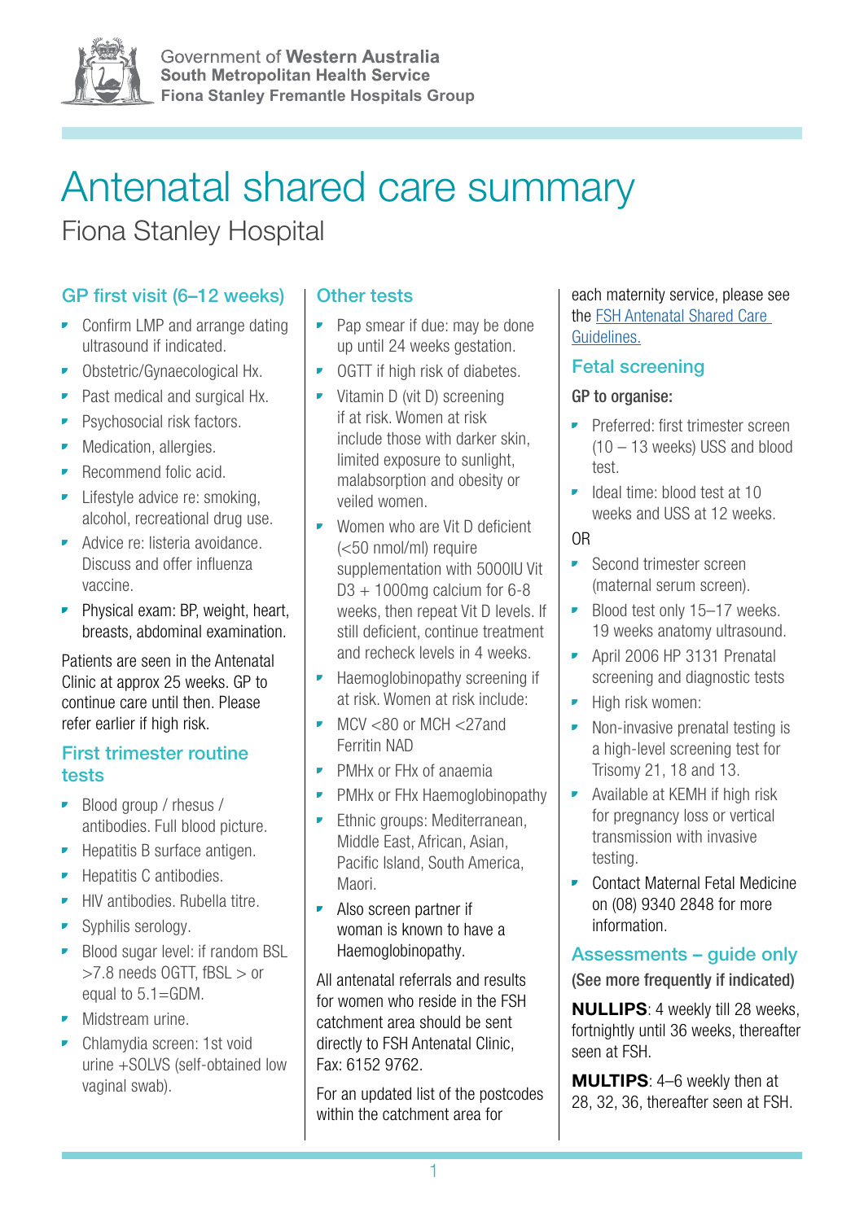Government of **Western Australia**
**South Metropolitan Health Service**
**Fiona Stanley Fremantle Hospitals Group**

# Antenatal shared care summary

Fiona Stanley Hospital

## GP first visit (6–12 weeks)

- Confirm LMP and arrange dating ultrasound if indicated.
- Obstetric/Gynaecological Hx.
- Past medical and surgical Hx.
- Psychosocial risk factors.
- Medication, allergies.
- Recommend folic acid.
- Lifestyle advice re: smoking, alcohol, recreational drug use.
- Advice re: listeria avoidance. Discuss and offer influenza vaccine.
- Physical exam: BP, weight, heart, breasts, abdominal examination.

Patients are seen in the Antenatal Clinic at approx 25 weeks. GP to continue care until then. Please refer earlier if high risk.

## First trimester routine tests

- Blood group / rhesus / antibodies. Full blood picture.
- Hepatitis B surface antigen.
- Hepatitis C antibodies.
- HIV antibodies. Rubella titre.
- Syphilis serology.
- Blood sugar level: if random BSL >7.8 needs OGTT, fBSL > or equal to 5.1=GDM.
- Midstream urine.
- Chlamydia screen: 1st void urine +SOLVS (self-obtained low vaginal swab).

## Other tests

- Pap smear if due: may be done up until 24 weeks gestation.
- OGTT if high risk of diabetes.
- Vitamin D (vit D) screening if at risk. Women at risk include those with darker skin, limited exposure to sunlight, malabsorption and obesity or veiled women.
- Women who are Vit D deficient (<50 nmol/ml) require supplementation with 5000IU Vit D3 + 1000mg calcium for 6-8 weeks, then repeat Vit D levels. If still deficient, continue treatment and recheck levels in 4 weeks.
- Haemoglobinopathy screening if at risk. Women at risk include:
- MCV <80 or MCH <27and Ferritin NAD
- PMHx or FHx of anaemia
- PMHx or FHx Haemoglobinopathy
- Ethnic groups: Mediterranean, Middle East, African, Asian, Pacific Island, South America, Maori.
- Also screen partner if woman is known to have a Haemoglobinopathy.

All antenatal referrals and results for women who reside in the FSH catchment area should be sent directly to FSH Antenatal Clinic, Fax: 6152 9762.

For an updated list of the postcodes within the catchment area for each maternity service, please see the [FSH Antenatal Shared Care Guidelines.]

## Fetal screening

**GP to organise:**

- Preferred: first trimester screen (10 – 13 weeks) USS and blood test.
- Ideal time: blood test at 10 weeks and USS at 12 weeks.

OR

- Second trimester screen (maternal serum screen).
- Blood test only 15–17 weeks. 19 weeks anatomy ultrasound.
- April 2006 HP 3131 Prenatal screening and diagnostic tests
- High risk women:
- Non-invasive prenatal testing is a high-level screening test for Trisomy 21, 18 and 13.
- Available at KEMH if high risk for pregnancy loss or vertical transmission with invasive testing.
- Contact Maternal Fetal Medicine on (08) 9340 2848 for more information.

## Assessments – guide only

**(See more frequently if indicated)**

**NULLIPS**: 4 weekly till 28 weeks, fortnightly until 36 weeks, thereafter seen at FSH.

**MULTIPS**: 4–6 weekly then at 28, 32, 36, thereafter seen at FSH.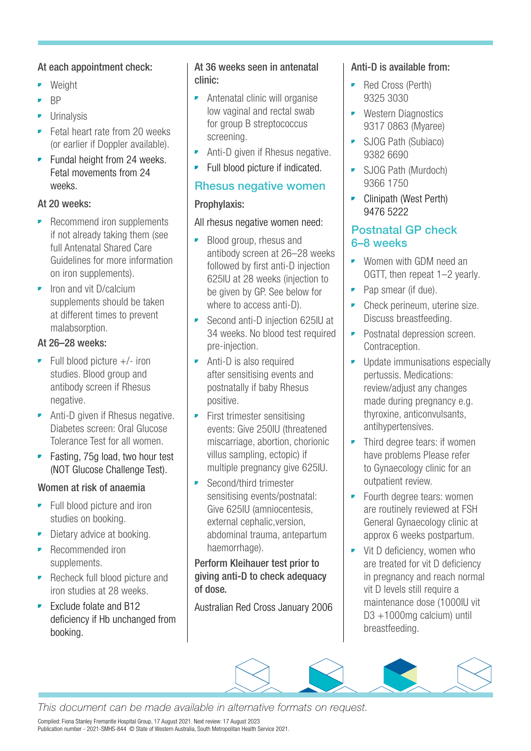### At each appointment check:

- Weight
- BP
- Urinalysis
- Fetal heart rate from 20 weeks (or earlier if Doppler available).
- Fundal height from 24 weeks. Fetal movements from 24 weeks.

### At 20 weeks:

- Recommend iron supplements if not already taking them (see full Antenatal Shared Care Guidelines for more information on iron supplements).
- Iron and vit D/calcium supplements should be taken at different times to prevent malabsorption.

### At 26–28 weeks:

- Full blood picture +/- iron studies. Blood group and antibody screen if Rhesus negative.
- Anti-D given if Rhesus negative. Diabetes screen: Oral Glucose Tolerance Test for all women.
- Fasting, 75g load, two hour test (NOT Glucose Challenge Test).

### Women at risk of anaemia

- Full blood picture and iron studies on booking.
- Dietary advice at booking.
- Recommended iron supplements.
- Recheck full blood picture and iron studies at 28 weeks.
- Exclude folate and B12 deficiency if Hb unchanged from booking.

### At 36 weeks seen in antenatal clinic:

- Antenatal clinic will organise low vaginal and rectal swab for group B streptococcus screening.
- Anti-D given if Rhesus negative.
- Full blood picture if indicated.

## Rhesus negative women

### Prophylaxis:

All rhesus negative women need:

- Blood group, rhesus and antibody screen at 26–28 weeks followed by first anti-D injection 625IU at 28 weeks (injection to be given by GP. See below for where to access anti-D).
- Second anti-D injection 625IU at 34 weeks. No blood test required pre-injection.
- Anti-D is also required after sensitising events and postnatally if baby Rhesus positive.
- First trimester sensitising events: Give 250IU (threatened miscarriage, abortion, chorionic villus sampling, ectopic) if multiple pregnancy give 625IU.
- Second/third trimester sensitising events/postnatal: Give 625IU (amniocentesis, external cephalic,version, abdominal trauma, antepartum haemorrhage).

**Perform Kleihauer test prior to giving anti-D to check adequacy of dose.**

Australian Red Cross January 2006

### Anti-D is available from:

- Red Cross (Perth) 9325 3030
- Western Diagnostics 9317 0863 (Myaree)
- SJOG Path (Subiaco) 9382 6690
- SJOG Path (Murdoch) 9366 1750
- Clinipath (West Perth) 9476 5222

## Postnatal GP check 6–8 weeks

- Women with GDM need an OGTT, then repeat 1–2 yearly.
- Pap smear (if due).
- Check perineum, uterine size. Discuss breastfeeding.
- Postnatal depression screen. Contraception.
- Update immunisations especially pertussis. Medications: review/adjust any changes made during pregnancy e.g. thyroxine, anticonvulsants, antihypertensives.
- Third degree tears: if women have problems Please refer to Gynaecology clinic for an outpatient review.
- Fourth degree tears: women are routinely reviewed at FSH General Gynaecology clinic at approx 6 weeks postpartum.
- Vit D deficiency, women who are treated for vit D deficiency in pregnancy and reach normal vit D levels still require a maintenance dose (1000IU vit D3 +1000mg calcium) until breastfeeding.

*This document can be made available in alternative formats on request.*

Compiled: Fiona Stanley Fremantle Hospital Group, 17 August 2021. Next review: 17 August 2023
Publication number - 2021-SMHS-844 © State of Western Australia, South Metropolitan Health Service 2021.